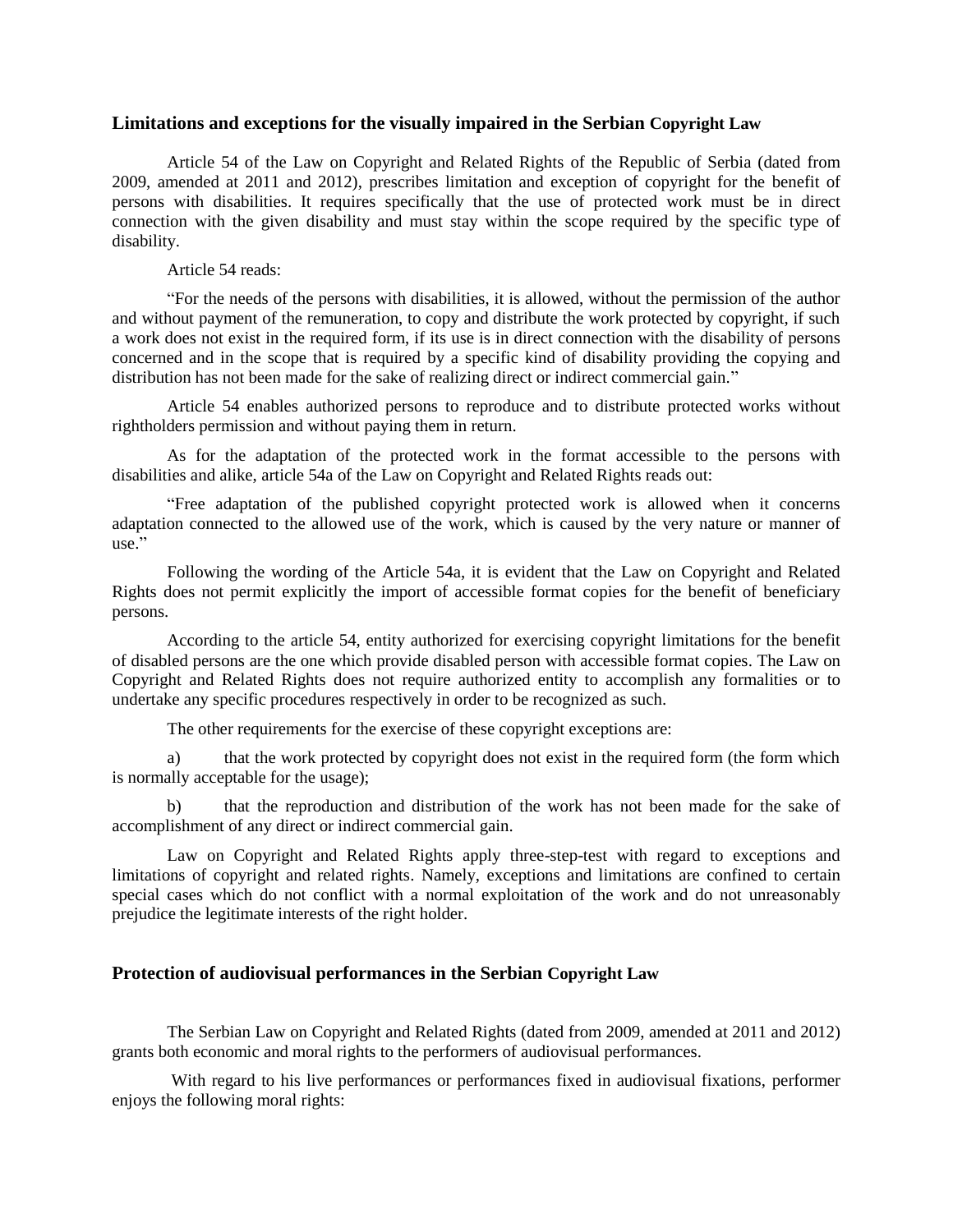## Limitations and exceptions for the visually impaired in the Serbian Copyright Law

Article 54 of the Law on Copyright and Related Rights of the Republic of Serbia (dated from 2009, amended at 2011 and 2012), prescribes limitation and exception of copyright for the benefit of persons with disabilities. It requires specifically that the use of protected work must be in direct connection with the given disability and must stay within the scope required by the specific type of disability.

Article 54 reads:

"For the needs of the persons with disabilities, it is allowed, without the permission of the author and without payment of the remuneration, to copy and distribute the work protected by copyright, if such a work does not exist in the required form, if its use is in direct connection with the disability of persons concerned and in the scope that is required by a specific kind of disability providing the copying and distribution has not been made for the sake of realizing direct or indirect commercial gain."

Article 54 enables authorized persons to reproduce and to distribute protected works without rightholders permission and without paying them in return.

As for the adaptation of the protected work in the format accessible to the persons with disabilities and alike, article 54a of the Law on Copyright and Related Rights reads out:

"Free adaptation of the published copyright protected work is allowed when it concerns adaptation connected to the allowed use of the work, which is caused by the very nature or manner of use."

Following the wording of the Article 54a, it is evident that the Law on Copyright and Related Rights does not permit explicitly the import of accessible format copies for the benefit of beneficiary persons.

According to the article 54, entity authorized for exercising copyright limitations for the benefit of disabled persons are the one which provide disabled person with accessible format copies. The Law on Copyright and Related Rights does not require authorized entity to accomplish any formalities or to undertake any specific procedures respectively in order to be recognized as such.

The other requirements for the exercise of these copyright exceptions are:

a) that the work protected by copyright does not exist in the required form (the form which is normally acceptable for the usage);

b) that the reproduction and distribution of the work has not been made for the sake of accomplishment of any direct or indirect commercial gain.

Law on Copyright and Related Rights apply three-step-test with regard to exceptions and limitations of copyright and related rights. Namely, exceptions and limitations are confined to certain special cases which do not conflict with a normal exploitation of the work and do not unreasonably prejudice the legitimate interests of the right holder.

## Protection of audiovisual performances in the Serbian Copyright Law

The Serbian Law on Copyright and Related Rights (dated from 2009, amended at 2011 and 2012) grants both economic and moral rights to the performers of audiovisual performances.

With regard to his live performances or performances fixed in audiovisual fixations, performer enjoys the following moral rights: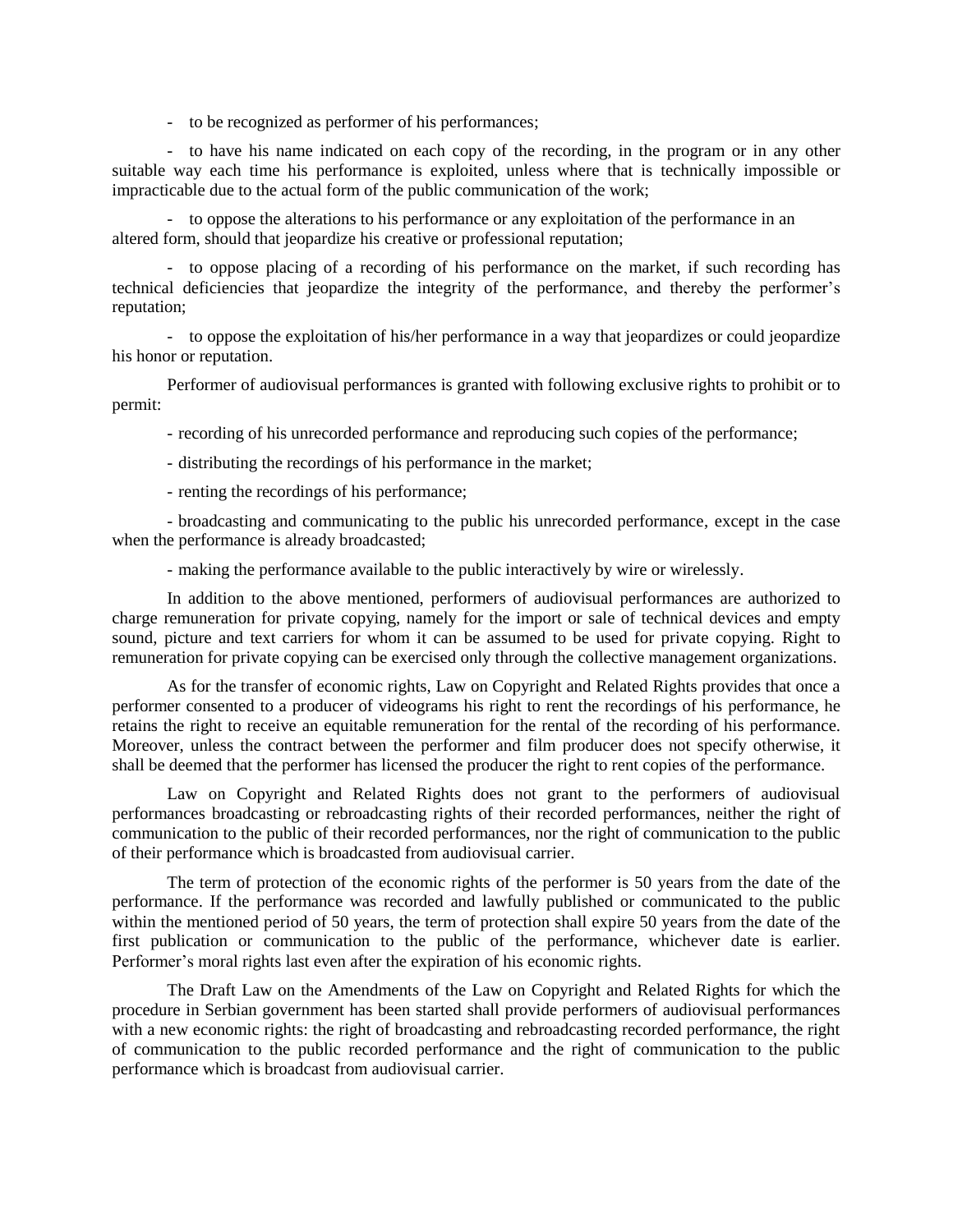- to be recognized as performer of his performances;

- to have his name indicated on each copy of the recording, in the program or in any other suitable way each time his performance is exploited, unless where that is technically impossible or impracticable due to the actual form of the public communication of the work;

- to oppose the alterations to his performance or any exploitation of the performance in an altered form, should that jeopardize his creative or professional reputation;

- to oppose placing of a recording of his performance on the market, if such recording has technical deficiencies that jeopardize the integrity of the performance, and thereby the performer's reputation;

- to oppose the exploitation of his/her performance in a way that jeopardizes or could jeopardize his honor or reputation.

Performer of audiovisual performances is granted with following exclusive rights to prohibit or to permit:

- recording of his unrecorded performance and reproducing such copies of the performance;

- distributing the recordings of his performance in the market;

- renting the recordings of his performance;

- broadcasting and communicating to the public his unrecorded performance, except in the case when the performance is already broadcasted;

- making the performance available to the public interactively by wire or wirelessly.

In addition to the above mentioned, performers of audiovisual performances are authorized to charge remuneration for private copying, namely for the import or sale of technical devices and empty sound, picture and text carriers for whom it can be assumed to be used for private copying. Right to remuneration for private copying can be exercised only through the collective management organizations.

As for the transfer of economic rights, Law on Copyright and Related Rights provides that once a performer consented to a producer of videograms his right to rent the recordings of his performance, he retains the right to receive an equitable remuneration for the rental of the recording of his performance. Moreover, unless the contract between the performer and film producer does not specify otherwise, it shall be deemed that the performer has licensed the producer the right to rent copies of the performance.

Law on Copyright and Related Rights does not grant to the performers of audiovisual performances broadcasting or rebroadcasting rights of their recorded performances, neither the right of communication to the public of their recorded performances, nor the right of communication to the public of their performance which is broadcasted from audiovisual carrier.

The term of protection of the economic rights of the performer is 50 years from the date of the performance. If the performance was recorded and lawfully published or communicated to the public within the mentioned period of 50 years, the term of protection shall expire 50 years from the date of the first publication or communication to the public of the performance, whichever date is earlier. Performer's moral rights last even after the expiration of his economic rights.

The Draft Law on the Amendments of the Law on Copyright and Related Rights for which the procedure in Serbian government has been started shall provide performers of audiovisual performances with a new economic rights: the right of broadcasting and rebroadcasting recorded performance, the right of communication to the public recorded performance and the right of communication to the public performance which is broadcast from audiovisual carrier.